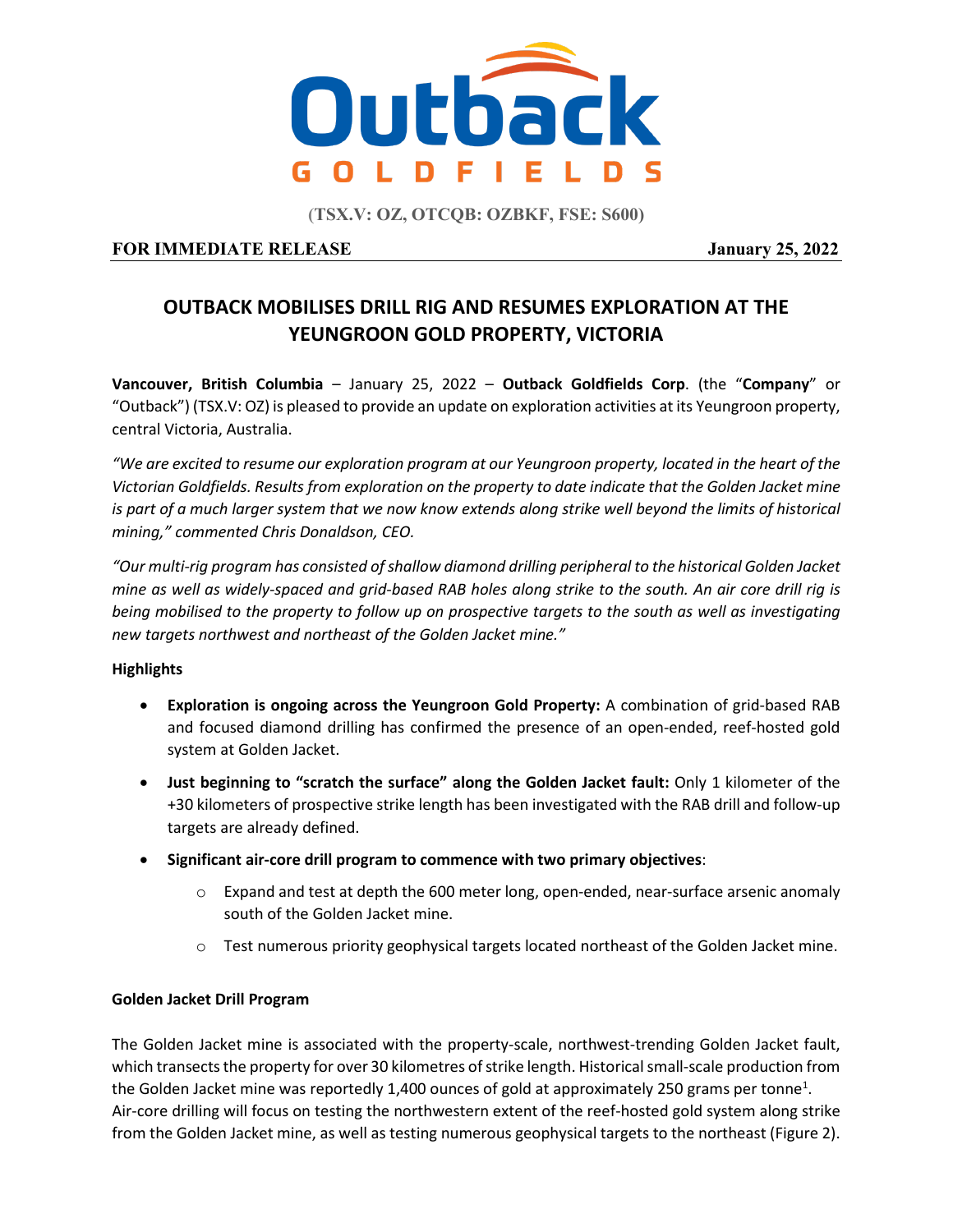# Outback GOLDFIELDS

(TSX.V: OZ, OTCQB: OZBKF, FSE: S600)

**FOR IMMEDIATE RELEASE** **January 25, 2022**

## OUTBACK MOBILISES DRILL RIG AND RESUMES EXPLORATION AT THE YEUNGROON GOLD PROPERTY, VICTORIA

**Vancouver, British Columbia** – January 25, 2022 – **Outback Goldfields Corp**. (the "**Company**" or "Outback") (TSX.V: OZ) is pleased to provide an update on exploration activities at its Yeungroon property, central Victoria, Australia.

*"We are excited to resume our exploration program at our Yeungroon property, located in the heart of the Victorian Goldfields. Results from exploration on the property to date indicate that the Golden Jacket mine is part of a much larger system that we now know extends along strike well beyond the limits of historical mining," commented Chris Donaldson, CEO.*

*"Our multi-rig program has consisted of shallow diamond drilling peripheral to the historical Golden Jacket mine as well as widely-spaced and grid-based RAB holes along strike to the south. An air core drill rig is being mobilised to the property to follow up on prospective targets to the south as well as investigating new targets northwest and northeast of the Golden Jacket mine."*

**Highlights**

- **Exploration is ongoing across the Yeungroon Gold Property:** A combination of grid-based RAB and focused diamond drilling has confirmed the presence of an open-ended, reef-hosted gold system at Golden Jacket.
- **Just beginning to "scratch the surface" along the Golden Jacket fault:** Only 1 kilometer of the +30 kilometers of prospective strike length has been investigated with the RAB drill and follow-up targets are already defined.
- **Significant air-core drill program to commence with two primary objectives**:
  - Expand and test at depth the 600 meter long, open-ended, near-surface arsenic anomaly south of the Golden Jacket mine.
  - Test numerous priority geophysical targets located northeast of the Golden Jacket mine.

**Golden Jacket Drill Program**

The Golden Jacket mine is associated with the property-scale, northwest-trending Golden Jacket fault, which transects the property for over 30 kilometres of strike length. Historical small-scale production from the Golden Jacket mine was reportedly 1,400 ounces of gold at approximately 250 grams per tonne[1]. Air-core drilling will focus on testing the northwestern extent of the reef-hosted gold system along strike from the Golden Jacket mine, as well as testing numerous geophysical targets to the northeast (Figure 2).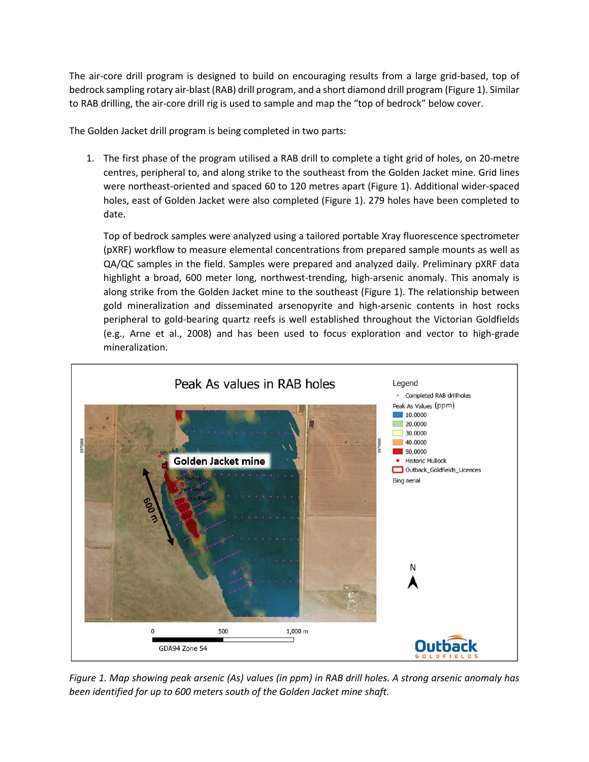The air-core drill program is designed to build on encouraging results from a large grid-based, top of bedrock sampling rotary air-blast (RAB) drill program, and a short diamond drill program (Figure 1). Similar to RAB drilling, the air-core drill rig is used to sample and map the "top of bedrock" below cover.

The Golden Jacket drill program is being completed in two parts:

1. The first phase of the program utilised a RAB drill to complete a tight grid of holes, on 20-metre centres, peripheral to, and along strike to the southeast from the Golden Jacket mine. Grid lines were northeast-oriented and spaced 60 to 120 metres apart (Figure 1). Additional wider-spaced holes, east of Golden Jacket were also completed (Figure 1). 279 holes have been completed to date.

   Top of bedrock samples were analyzed using a tailored portable Xray fluorescence spectrometer (pXRF) workflow to measure elemental concentrations from prepared sample mounts as well as QA/QC samples in the field. Samples were prepared and analyzed daily. Preliminary pXRF data highlight a broad, 600 meter long, northwest-trending, high-arsenic anomaly. This anomaly is along strike from the Golden Jacket mine to the southeast (Figure 1). The relationship between gold mineralization and disseminated arsenopyrite and high-arsenic contents in host rocks peripheral to gold-bearing quartz reefs is well established throughout the Victorian Goldfields (e.g., Arne et al., 2008) and has been used to focus exploration and vector to high-grade mineralization.

*Figure 1. Map showing peak arsenic (As) values (in ppm) in RAB drill holes. A strong arsenic anomaly has been identified for up to 600 meters south of the Golden Jacket mine shaft.*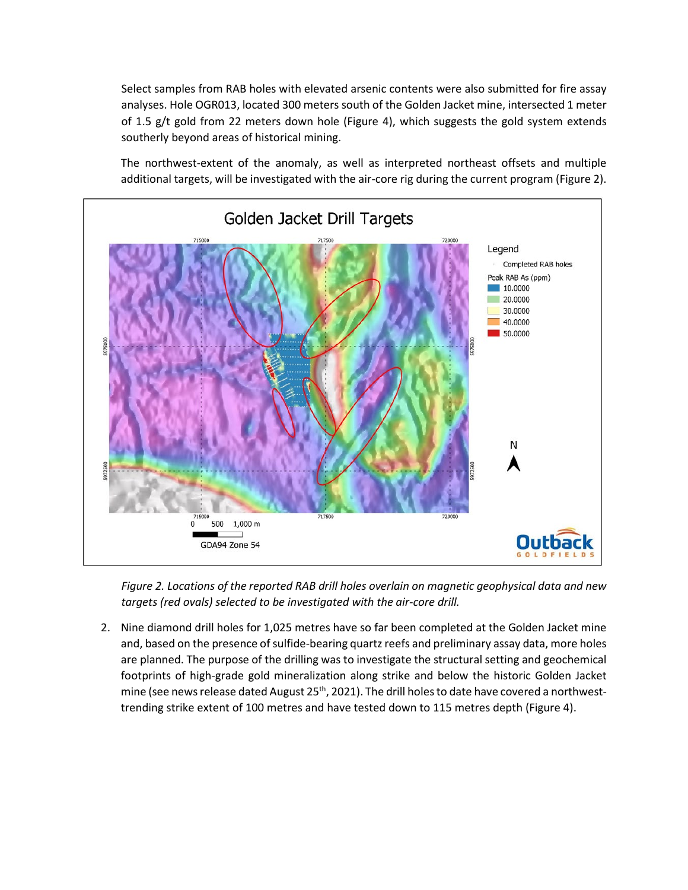Select samples from RAB holes with elevated arsenic contents were also submitted for fire assay analyses. Hole OGR013, located 300 meters south of the Golden Jacket mine, intersected 1 meter of 1.5 g/t gold from 22 meters down hole (Figure 4), which suggests the gold system extends southerly beyond areas of historical mining.

The northwest-extent of the anomaly, as well as interpreted northeast offsets and multiple additional targets, will be investigated with the air-core rig during the current program (Figure 2).

*Figure 2. Locations of the reported RAB drill holes overlain on magnetic geophysical data and new targets (red ovals) selected to be investigated with the air-core drill.*

2. Nine diamond drill holes for 1,025 metres have so far been completed at the Golden Jacket mine and, based on the presence of sulfide-bearing quartz reefs and preliminary assay data, more holes are planned. The purpose of the drilling was to investigate the structural setting and geochemical footprints of high-grade gold mineralization along strike and below the historic Golden Jacket mine (see news release dated August 25th, 2021). The drill holes to date have covered a northwest-trending strike extent of 100 metres and have tested down to 115 metres depth (Figure 4).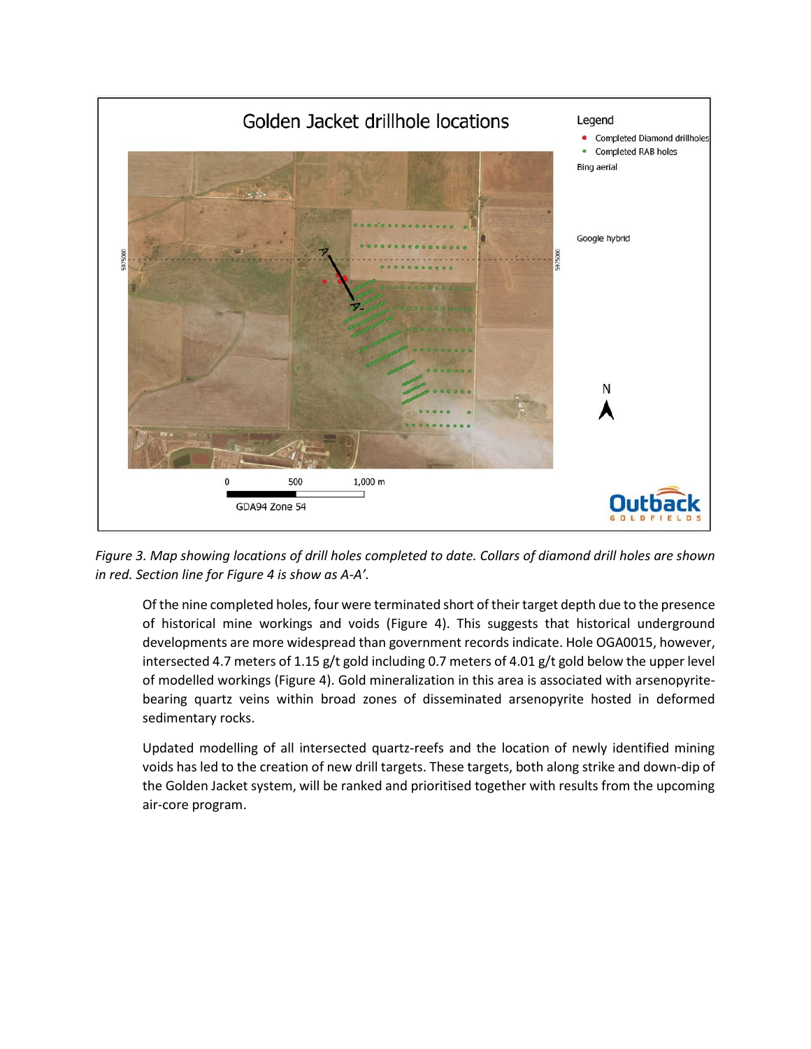*Figure 3. Map showing locations of drill holes completed to date. Collars of diamond drill holes are shown in red. Section line for Figure 4 is show as A-A'.*

Of the nine completed holes, four were terminated short of their target depth due to the presence of historical mine workings and voids (Figure 4). This suggests that historical underground developments are more widespread than government records indicate. Hole OGA0015, however, intersected 4.7 meters of 1.15 g/t gold including 0.7 meters of 4.01 g/t gold below the upper level of modelled workings (Figure 4). Gold mineralization in this area is associated with arsenopyrite-bearing quartz veins within broad zones of disseminated arsenopyrite hosted in deformed sedimentary rocks.

Updated modelling of all intersected quartz-reefs and the location of newly identified mining voids has led to the creation of new drill targets. These targets, both along strike and down-dip of the Golden Jacket system, will be ranked and prioritised together with results from the upcoming air-core program.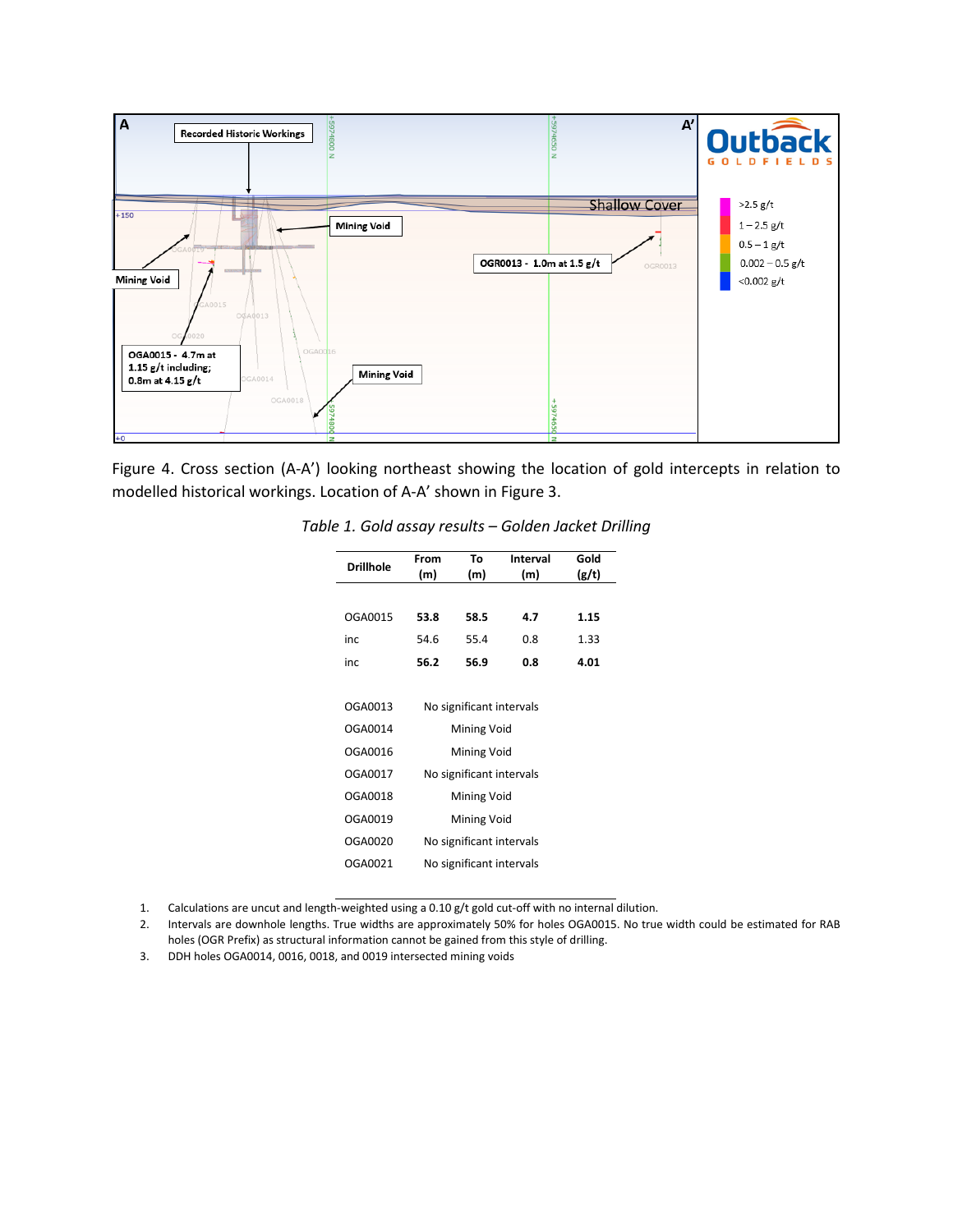Figure 4. Cross section (A-A') looking northeast showing the location of gold intercepts in relation to modelled historical workings. Location of A-A' shown in Figure 3.

*Table 1. Gold assay results – Golden Jacket Drilling*

| Drillhole | From (m) | To (m) | Interval (m) | Gold (g/t) |
|---|---|---|---|---|
| OGA0015 | **53.8** | **58.5** | **4.7** | **1.15** |
| inc | 54.6 | 55.4 | 0.8 | 1.33 |
| inc | **56.2** | **56.9** | **0.8** | **4.01** |
| OGA0013 | No significant intervals | | | |
| OGA0014 | Mining Void | | | |
| OGA0016 | Mining Void | | | |
| OGA0017 | No significant intervals | | | |
| OGA0018 | Mining Void | | | |
| OGA0019 | Mining Void | | | |
| OGA0020 | No significant intervals | | | |
| OGA0021 | No significant intervals | | | |

1. Calculations are uncut and length-weighted using a 0.10 g/t gold cut-off with no internal dilution.
2. Intervals are downhole lengths. True widths are approximately 50% for holes OGA0015. No true width could be estimated for RAB holes (OGR Prefix) as structural information cannot be gained from this style of drilling.
3. DDH holes OGA0014, 0016, 0018, and 0019 intersected mining voids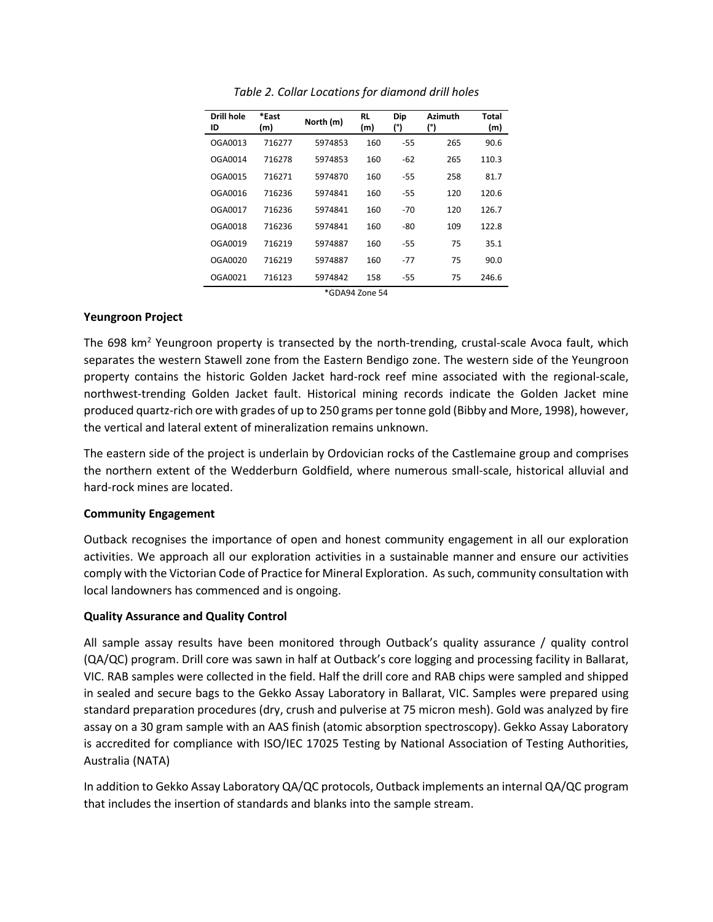*Table 2. Collar Locations for diamond drill holes*

| Drill hole ID | *East (m) | North (m) | RL (m) | Dip (°) | Azimuth (°) | Total (m) |
|---|---|---|---|---|---|---|
| OGA0013 | 716277 | 5974853 | 160 | -55 | 265 | 90.6 |
| OGA0014 | 716278 | 5974853 | 160 | -62 | 265 | 110.3 |
| OGA0015 | 716271 | 5974870 | 160 | -55 | 258 | 81.7 |
| OGA0016 | 716236 | 5974841 | 160 | -55 | 120 | 120.6 |
| OGA0017 | 716236 | 5974841 | 160 | -70 | 120 | 126.7 |
| OGA0018 | 716236 | 5974841 | 160 | -80 | 109 | 122.8 |
| OGA0019 | 716219 | 5974887 | 160 | -55 | 75 | 35.1 |
| OGA0020 | 716219 | 5974887 | 160 | -77 | 75 | 90.0 |
| OGA0021 | 716123 | 5974842 | 158 | -55 | 75 | 246.6 |

*GDA94 Zone 54

**Yeungroon Project**

The 698 km$^2$ Yeungroon property is transected by the north-trending, crustal-scale Avoca fault, which separates the western Stawell zone from the Eastern Bendigo zone. The western side of the Yeungroon property contains the historic Golden Jacket hard-rock reef mine associated with the regional-scale, northwest-trending Golden Jacket fault. Historical mining records indicate the Golden Jacket mine produced quartz-rich ore with grades of up to 250 grams per tonne gold (Bibby and More, 1998), however, the vertical and lateral extent of mineralization remains unknown.

The eastern side of the project is underlain by Ordovician rocks of the Castlemaine group and comprises the northern extent of the Wedderburn Goldfield, where numerous small-scale, historical alluvial and hard-rock mines are located.

**Community Engagement**

Outback recognises the importance of open and honest community engagement in all our exploration activities. We approach all our exploration activities in a sustainable manner and ensure our activities comply with the Victorian Code of Practice for Mineral Exploration. As such, community consultation with local landowners has commenced and is ongoing.

**Quality Assurance and Quality Control**

All sample assay results have been monitored through Outback's quality assurance / quality control (QA/QC) program. Drill core was sawn in half at Outback's core logging and processing facility in Ballarat, VIC. RAB samples were collected in the field. Half the drill core and RAB chips were sampled and shipped in sealed and secure bags to the Gekko Assay Laboratory in Ballarat, VIC. Samples were prepared using standard preparation procedures (dry, crush and pulverise at 75 micron mesh). Gold was analyzed by fire assay on a 30 gram sample with an AAS finish (atomic absorption spectroscopy). Gekko Assay Laboratory is accredited for compliance with ISO/IEC 17025 Testing by National Association of Testing Authorities, Australia (NATA)

In addition to Gekko Assay Laboratory QA/QC protocols, Outback implements an internal QA/QC program that includes the insertion of standards and blanks into the sample stream.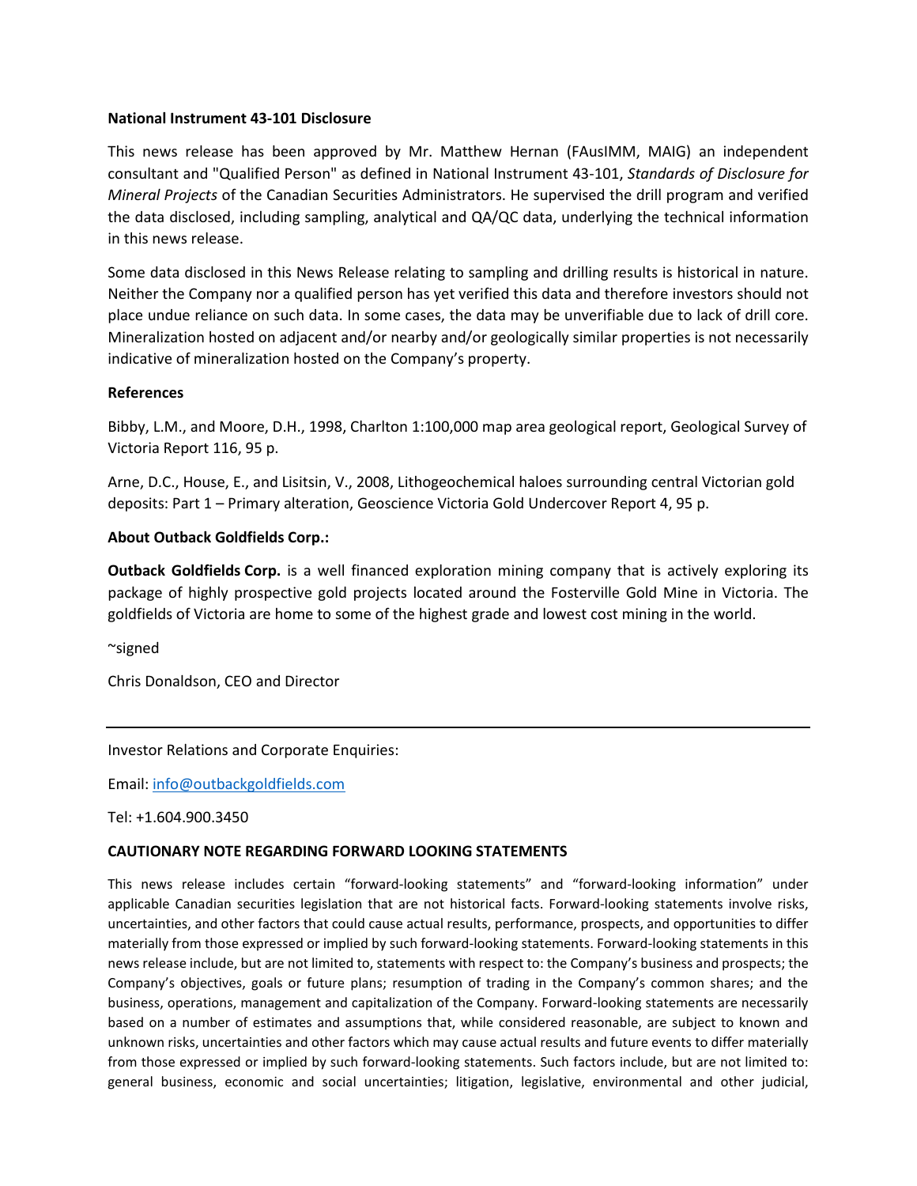**National Instrument 43-101 Disclosure**

This news release has been approved by Mr. Matthew Hernan (FAusIMM, MAIG) an independent consultant and "Qualified Person" as defined in National Instrument 43-101, *Standards of Disclosure for Mineral Projects* of the Canadian Securities Administrators. He supervised the drill program and verified the data disclosed, including sampling, analytical and QA/QC data, underlying the technical information in this news release.

Some data disclosed in this News Release relating to sampling and drilling results is historical in nature. Neither the Company nor a qualified person has yet verified this data and therefore investors should not place undue reliance on such data. In some cases, the data may be unverifiable due to lack of drill core. Mineralization hosted on adjacent and/or nearby and/or geologically similar properties is not necessarily indicative of mineralization hosted on the Company's property.

**References**

Bibby, L.M., and Moore, D.H., 1998, Charlton 1:100,000 map area geological report, Geological Survey of Victoria Report 116, 95 p.

Arne, D.C., House, E., and Lisitsin, V., 2008, Lithogeochemical haloes surrounding central Victorian gold deposits: Part 1 – Primary alteration, Geoscience Victoria Gold Undercover Report 4, 95 p.

**About Outback Goldfields Corp.:**

**Outback Goldfields Corp.** is a well financed exploration mining company that is actively exploring its package of highly prospective gold projects located around the Fosterville Gold Mine in Victoria. The goldfields of Victoria are home to some of the highest grade and lowest cost mining in the world.

~signed

Chris Donaldson, CEO and Director

---

Investor Relations and Corporate Enquiries:

Email: info@outbackgoldfields.com

Tel: +1.604.900.3450

**CAUTIONARY NOTE REGARDING FORWARD LOOKING STATEMENTS**

This news release includes certain "forward-looking statements" and "forward-looking information" under applicable Canadian securities legislation that are not historical facts. Forward-looking statements involve risks, uncertainties, and other factors that could cause actual results, performance, prospects, and opportunities to differ materially from those expressed or implied by such forward-looking statements. Forward-looking statements in this news release include, but are not limited to, statements with respect to: the Company's business and prospects; the Company's objectives, goals or future plans; resumption of trading in the Company's common shares; and the business, operations, management and capitalization of the Company. Forward-looking statements are necessarily based on a number of estimates and assumptions that, while considered reasonable, are subject to known and unknown risks, uncertainties and other factors which may cause actual results and future events to differ materially from those expressed or implied by such forward-looking statements. Such factors include, but are not limited to: general business, economic and social uncertainties; litigation, legislative, environmental and other judicial,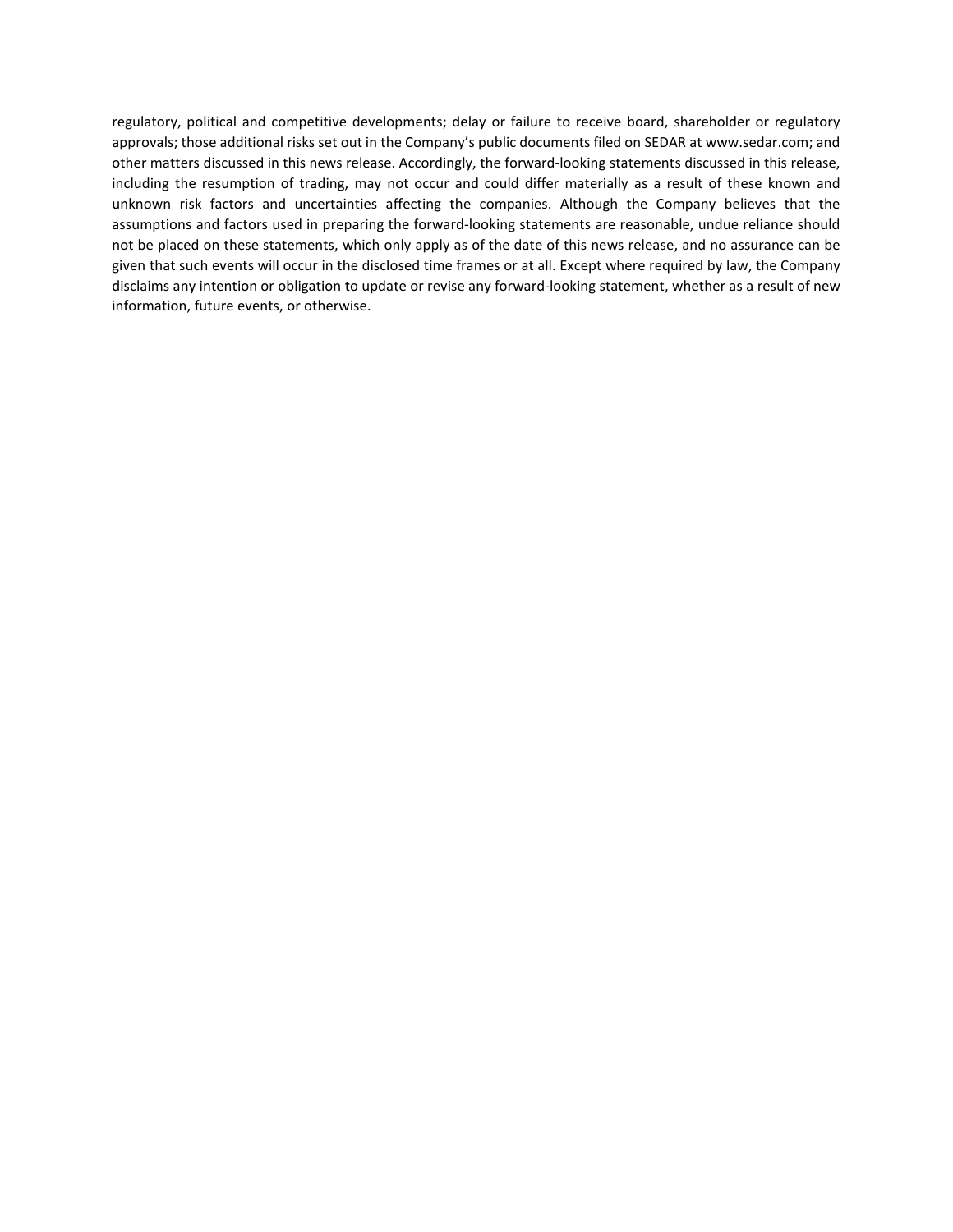regulatory, political and competitive developments; delay or failure to receive board, shareholder or regulatory approvals; those additional risks set out in the Company's public documents filed on SEDAR at www.sedar.com; and other matters discussed in this news release. Accordingly, the forward-looking statements discussed in this release, including the resumption of trading, may not occur and could differ materially as a result of these known and unknown risk factors and uncertainties affecting the companies. Although the Company believes that the assumptions and factors used in preparing the forward-looking statements are reasonable, undue reliance should not be placed on these statements, which only apply as of the date of this news release, and no assurance can be given that such events will occur in the disclosed time frames or at all. Except where required by law, the Company disclaims any intention or obligation to update or revise any forward-looking statement, whether as a result of new information, future events, or otherwise.